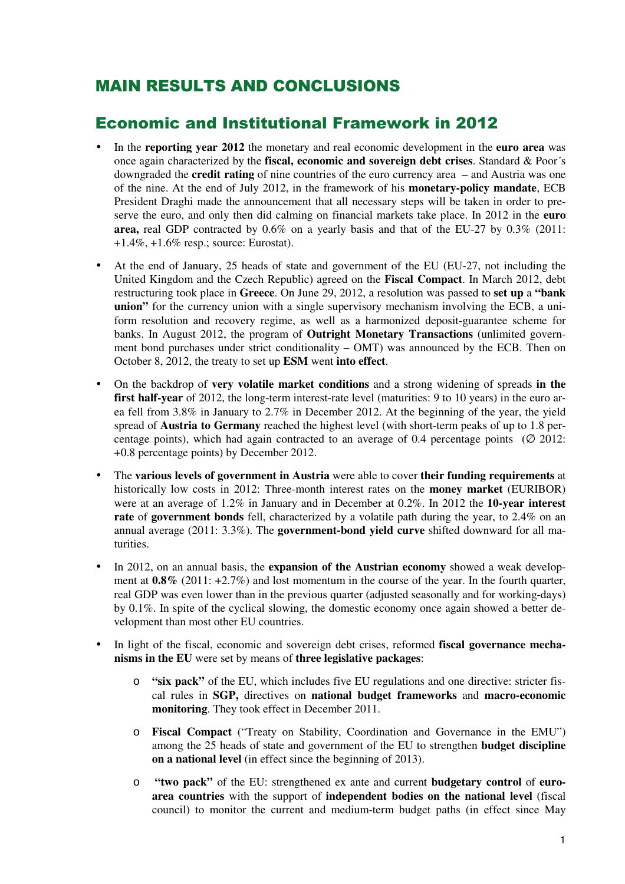# MAIN RESULTS AND CONCLUSIONS

## Economic and Institutional Framework in 2012

- In the **reporting year 2012** the monetary and real economic development in the **euro area** was once again characterized by the **fiscal, economic and sovereign debt crises**. Standard & Poor´s downgraded the **credit rating** of nine countries of the euro currency area – and Austria was one of the nine. At the end of July 2012, in the framework of his **monetary-policy mandate**, ECB President Draghi made the announcement that all necessary steps will be taken in order to preserve the euro, and only then did calming on financial markets take place. In 2012 in the **euro area,** real GDP contracted by 0.6% on a yearly basis and that of the EU-27 by 0.3% (2011: +1.4%, +1.6% resp.; source: Eurostat).

- At the end of January, 25 heads of state and government of the EU (EU-27, not including the United Kingdom and the Czech Republic) agreed on the **Fiscal Compact**. In March 2012, debt restructuring took place in **Greece**. On June 29, 2012, a resolution was passed to **set up** a **"bank union"** for the currency union with a single supervisory mechanism involving the ECB, a uniform resolution and recovery regime, as well as a harmonized deposit-guarantee scheme for banks. In August 2012, the program of **Outright Monetary Transactions** (unlimited government bond purchases under strict conditionality – OMT) was announced by the ECB. Then on October 8, 2012, the treaty to set up **ESM** went **into effect**.

- On the backdrop of **very volatile market conditions** and a strong widening of spreads **in the first half-year** of 2012, the long-term interest-rate level (maturities: 9 to 10 years) in the euro area fell from 3.8% in January to 2.7% in December 2012. At the beginning of the year, the yield spread of **Austria to Germany** reached the highest level (with short-term peaks of up to 1.8 percentage points), which had again contracted to an average of 0.4 percentage points (∅ 2012: +0.8 percentage points) by December 2012.

- The **various levels of government in Austria** were able to cover **their funding requirements** at historically low costs in 2012: Three-month interest rates on the **money market** (EURIBOR) were at an average of 1.2% in January and in December at 0.2%. In 2012 the **10-year interest rate** of **government bonds** fell, characterized by a volatile path during the year, to 2.4% on an annual average (2011: 3.3%). The **government-bond yield curve** shifted downward for all maturities.

- In 2012, on an annual basis, the **expansion of the Austrian economy** showed a weak development at **0.8%** (2011: +2.7%) and lost momentum in the course of the year. In the fourth quarter, real GDP was even lower than in the previous quarter (adjusted seasonally and for working-days) by 0.1%. In spite of the cyclical slowing, the domestic economy once again showed a better development than most other EU countries.

- In light of the fiscal, economic and sovereign debt crises, reformed **fiscal governance mechanisms in the EU** were set by means of **three legislative packages**:

  - **"six pack"** of the EU, which includes five EU regulations and one directive: stricter fiscal rules in **SGP,** directives on **national budget frameworks** and **macro-economic monitoring**. They took effect in December 2011.

  - **Fiscal Compact** ("Treaty on Stability, Coordination and Governance in the EMU") among the 25 heads of state and government of the EU to strengthen **budget discipline on a national level** (in effect since the beginning of 2013).

  - **"two pack"** of the EU: strengthened ex ante and current **budgetary control** of **euro-area countries** with the support of **independent bodies on the national level** (fiscal council) to monitor the current and medium-term budget paths (in effect since May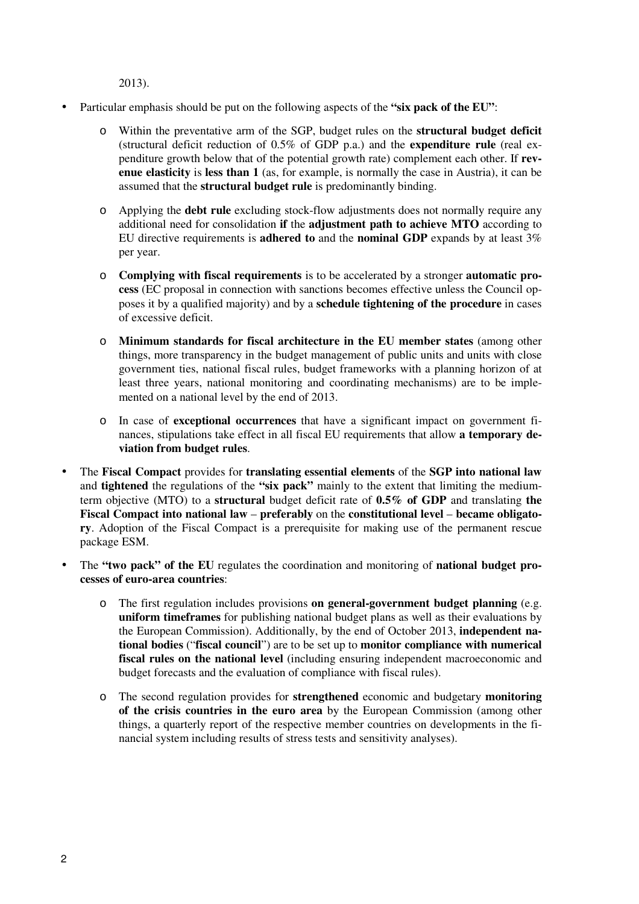2013).

- Particular emphasis should be put on the following aspects of the **"six pack of the EU"**:
  - Within the preventative arm of the SGP, budget rules on the **structural budget deficit** (structural deficit reduction of 0.5% of GDP p.a.) and the **expenditure rule** (real expenditure growth below that of the potential growth rate) complement each other. If **revenue elasticity** is **less than 1** (as, for example, is normally the case in Austria), it can be assumed that the **structural budget rule** is predominantly binding.
  - Applying the **debt rule** excluding stock-flow adjustments does not normally require any additional need for consolidation **if** the **adjustment path to achieve MTO** according to EU directive requirements is **adhered to** and the **nominal GDP** expands by at least 3% per year.
  - **Complying with fiscal requirements** is to be accelerated by a stronger **automatic process** (EC proposal in connection with sanctions becomes effective unless the Council opposes it by a qualified majority) and by a **schedule tightening of the procedure** in cases of excessive deficit.
  - **Minimum standards for fiscal architecture in the EU member states** (among other things, more transparency in the budget management of public units and units with close government ties, national fiscal rules, budget frameworks with a planning horizon of at least three years, national monitoring and coordinating mechanisms) are to be implemented on a national level by the end of 2013.
  - In case of **exceptional occurrences** that have a significant impact on government finances, stipulations take effect in all fiscal EU requirements that allow **a temporary deviation from budget rules**.
- The **Fiscal Compact** provides for **translating essential elements** of the **SGP into national law** and **tightened** the regulations of the **"six pack"** mainly to the extent that limiting the medium-term objective (MTO) to a **structural** budget deficit rate of **0.5% of GDP** and translating **the Fiscal Compact into national law** – **preferably** on the **constitutional level** – **became obligatory**. Adoption of the Fiscal Compact is a prerequisite for making use of the permanent rescue package ESM.
- The **"two pack" of the EU** regulates the coordination and monitoring of **national budget processes of euro-area countries**:
  - The first regulation includes provisions **on general-government budget planning** (e.g. **uniform timeframes** for publishing national budget plans as well as their evaluations by the European Commission). Additionally, by the end of October 2013, **independent national bodies** ("**fiscal council**") are to be set up to **monitor compliance with numerical fiscal rules on the national level** (including ensuring independent macroeconomic and budget forecasts and the evaluation of compliance with fiscal rules).
  - The second regulation provides for **strengthened** economic and budgetary **monitoring of the crisis countries in the euro area** by the European Commission (among other things, a quarterly report of the respective member countries on developments in the financial system including results of stress tests and sensitivity analyses).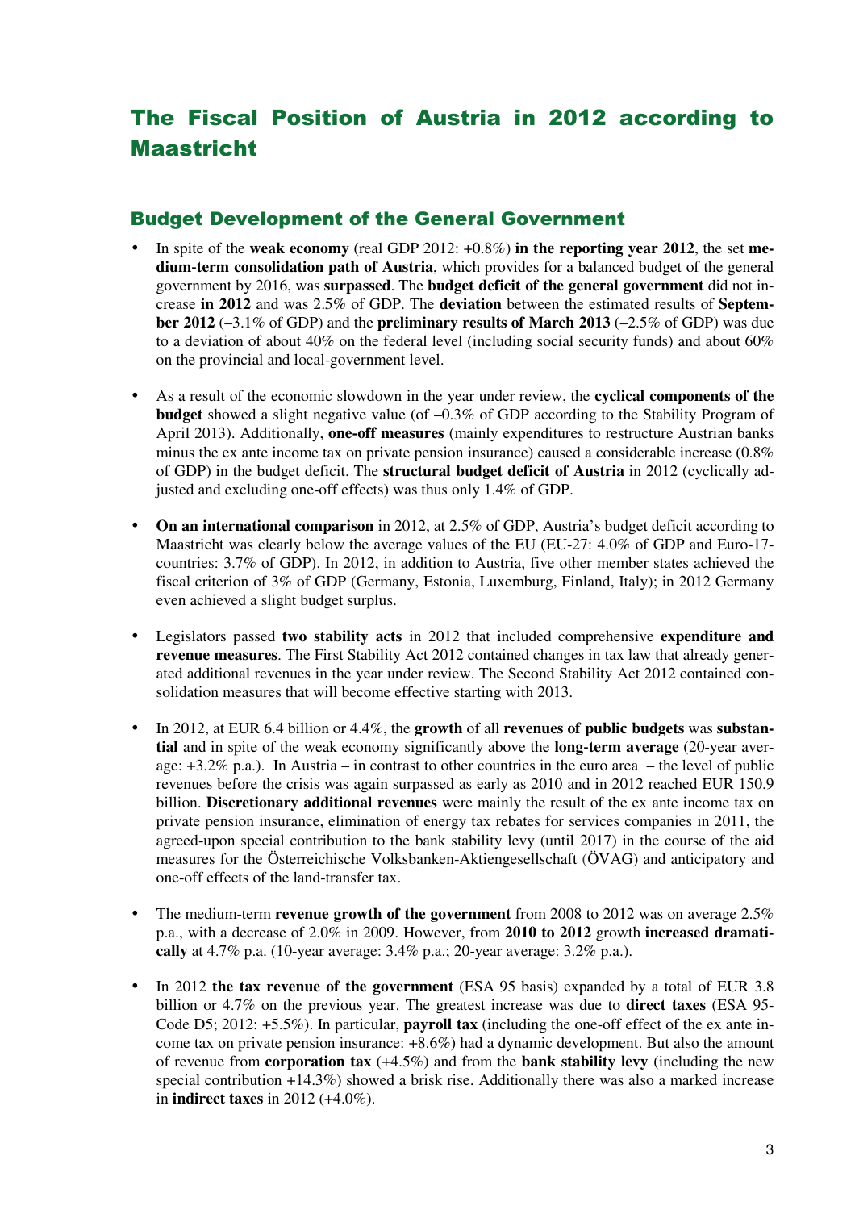# The Fiscal Position of Austria in 2012 according to Maastricht

## Budget Development of the General Government

- In spite of the **weak economy** (real GDP 2012: +0.8%) **in the reporting year 2012**, the set **medium-term consolidation path of Austria**, which provides for a balanced budget of the general government by 2016, was **surpassed**. The **budget deficit of the general government** did not increase **in 2012** and was 2.5% of GDP. The **deviation** between the estimated results of **September 2012** (–3.1% of GDP) and the **preliminary results of March 2013** (–2.5% of GDP) was due to a deviation of about 40% on the federal level (including social security funds) and about 60% on the provincial and local-government level.

- As a result of the economic slowdown in the year under review, the **cyclical components of the budget** showed a slight negative value (of –0.3% of GDP according to the Stability Program of April 2013). Additionally, **one-off measures** (mainly expenditures to restructure Austrian banks minus the ex ante income tax on private pension insurance) caused a considerable increase (0.8% of GDP) in the budget deficit. The **structural budget deficit of Austria** in 2012 (cyclically adjusted and excluding one-off effects) was thus only 1.4% of GDP.

- **On an international comparison** in 2012, at 2.5% of GDP, Austria's budget deficit according to Maastricht was clearly below the average values of the EU (EU-27: 4.0% of GDP and Euro-17-countries: 3.7% of GDP). In 2012, in addition to Austria, five other member states achieved the fiscal criterion of 3% of GDP (Germany, Estonia, Luxemburg, Finland, Italy); in 2012 Germany even achieved a slight budget surplus.

- Legislators passed **two stability acts** in 2012 that included comprehensive **expenditure and revenue measures**. The First Stability Act 2012 contained changes in tax law that already generated additional revenues in the year under review. The Second Stability Act 2012 contained consolidation measures that will become effective starting with 2013.

- In 2012, at EUR 6.4 billion or 4.4%, the **growth** of all **revenues of public budgets** was **substantial** and in spite of the weak economy significantly above the **long-term average** (20-year average: +3.2% p.a.). In Austria – in contrast to other countries in the euro area – the level of public revenues before the crisis was again surpassed as early as 2010 and in 2012 reached EUR 150.9 billion. **Discretionary additional revenues** were mainly the result of the ex ante income tax on private pension insurance, elimination of energy tax rebates for services companies in 2011, the agreed-upon special contribution to the bank stability levy (until 2017) in the course of the aid measures for the Österreichische Volksbanken-Aktiengesellschaft (ÖVAG) and anticipatory and one-off effects of the land-transfer tax.

- The medium-term **revenue growth of the government** from 2008 to 2012 was on average 2.5% p.a., with a decrease of 2.0% in 2009. However, from **2010 to 2012** growth **increased dramatically** at 4.7% p.a. (10-year average: 3.4% p.a.; 20-year average: 3.2% p.a.).

- In 2012 **the tax revenue of the government** (ESA 95 basis) expanded by a total of EUR 3.8 billion or 4.7% on the previous year. The greatest increase was due to **direct taxes** (ESA 95-Code D5; 2012: +5.5%). In particular, **payroll tax** (including the one-off effect of the ex ante income tax on private pension insurance: +8.6%) had a dynamic development. But also the amount of revenue from **corporation tax** (+4.5%) and from the **bank stability levy** (including the new special contribution +14.3%) showed a brisk rise. Additionally there was also a marked increase in **indirect taxes** in 2012 (+4.0%).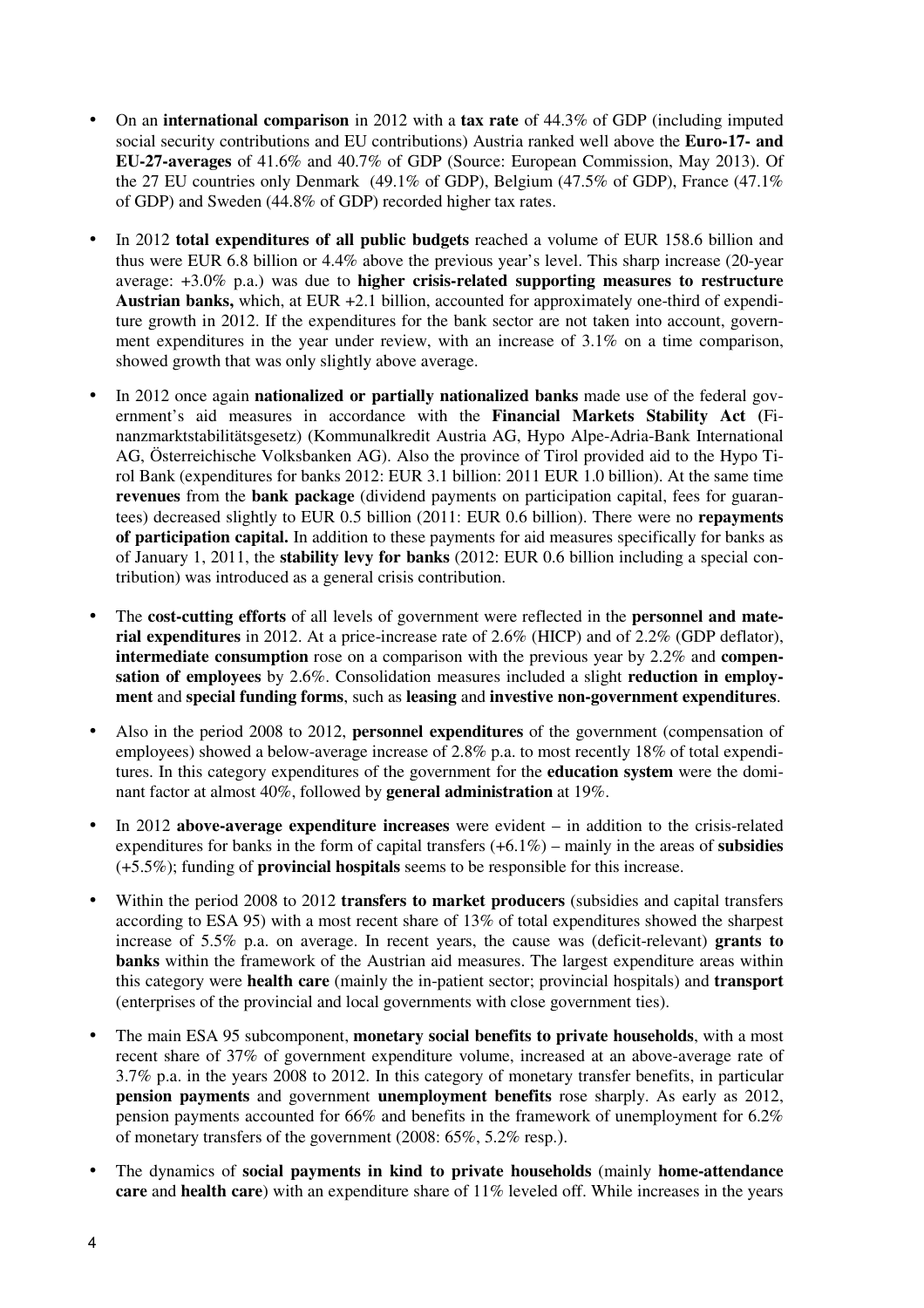- On an **international comparison** in 2012 with a **tax rate** of 44.3% of GDP (including imputed social security contributions and EU contributions) Austria ranked well above the **Euro-17- and EU-27-averages** of 41.6% and 40.7% of GDP (Source: European Commission, May 2013). Of the 27 EU countries only Denmark (49.1% of GDP), Belgium (47.5% of GDP), France (47.1% of GDP) and Sweden (44.8% of GDP) recorded higher tax rates.

- In 2012 **total expenditures of all public budgets** reached a volume of EUR 158.6 billion and thus were EUR 6.8 billion or 4.4% above the previous year's level. This sharp increase (20-year average: +3.0% p.a.) was due to **higher crisis-related supporting measures to restructure Austrian banks,** which, at EUR +2.1 billion, accounted for approximately one-third of expenditure growth in 2012. If the expenditures for the bank sector are not taken into account, government expenditures in the year under review, with an increase of 3.1% on a time comparison, showed growth that was only slightly above average.

- In 2012 once again **nationalized or partially nationalized banks** made use of the federal government's aid measures in accordance with the **Financial Markets Stability Act (**Finanzmarktstabilitätsgesetz) (Kommunalkredit Austria AG, Hypo Alpe-Adria-Bank International AG, Österreichische Volksbanken AG). Also the province of Tirol provided aid to the Hypo Tirol Bank (expenditures for banks 2012: EUR 3.1 billion: 2011 EUR 1.0 billion). At the same time **revenues** from the **bank package** (dividend payments on participation capital, fees for guarantees) decreased slightly to EUR 0.5 billion (2011: EUR 0.6 billion). There were no **repayments of participation capital.** In addition to these payments for aid measures specifically for banks as of January 1, 2011, the **stability levy for banks** (2012: EUR 0.6 billion including a special contribution) was introduced as a general crisis contribution.

- The **cost-cutting efforts** of all levels of government were reflected in the **personnel and material expenditures** in 2012. At a price-increase rate of 2.6% (HICP) and of 2.2% (GDP deflator), **intermediate consumption** rose on a comparison with the previous year by 2.2% and **compensation of employees** by 2.6%. Consolidation measures included a slight **reduction in employment** and **special funding forms**, such as **leasing** and **investive non-government expenditures**.

- Also in the period 2008 to 2012, **personnel expenditures** of the government (compensation of employees) showed a below-average increase of 2.8% p.a. to most recently 18% of total expenditures. In this category expenditures of the government for the **education system** were the dominant factor at almost 40%, followed by **general administration** at 19%.

- In 2012 **above-average expenditure increases** were evident – in addition to the crisis-related expenditures for banks in the form of capital transfers (+6.1%) – mainly in the areas of **subsidies** (+5.5%); funding of **provincial hospitals** seems to be responsible for this increase.

- Within the period 2008 to 2012 **transfers to market producers** (subsidies and capital transfers according to ESA 95) with a most recent share of 13% of total expenditures showed the sharpest increase of 5.5% p.a. on average. In recent years, the cause was (deficit-relevant) **grants to banks** within the framework of the Austrian aid measures. The largest expenditure areas within this category were **health care** (mainly the in-patient sector; provincial hospitals) and **transport** (enterprises of the provincial and local governments with close government ties).

- The main ESA 95 subcomponent, **monetary social benefits to private households**, with a most recent share of 37% of government expenditure volume, increased at an above-average rate of 3.7% p.a. in the years 2008 to 2012. In this category of monetary transfer benefits, in particular **pension payments** and government **unemployment benefits** rose sharply. As early as 2012, pension payments accounted for 66% and benefits in the framework of unemployment for 6.2% of monetary transfers of the government (2008: 65%, 5.2% resp.).

- The dynamics of **social payments in kind to private households** (mainly **home-attendance care** and **health care**) with an expenditure share of 11% leveled off. While increases in the years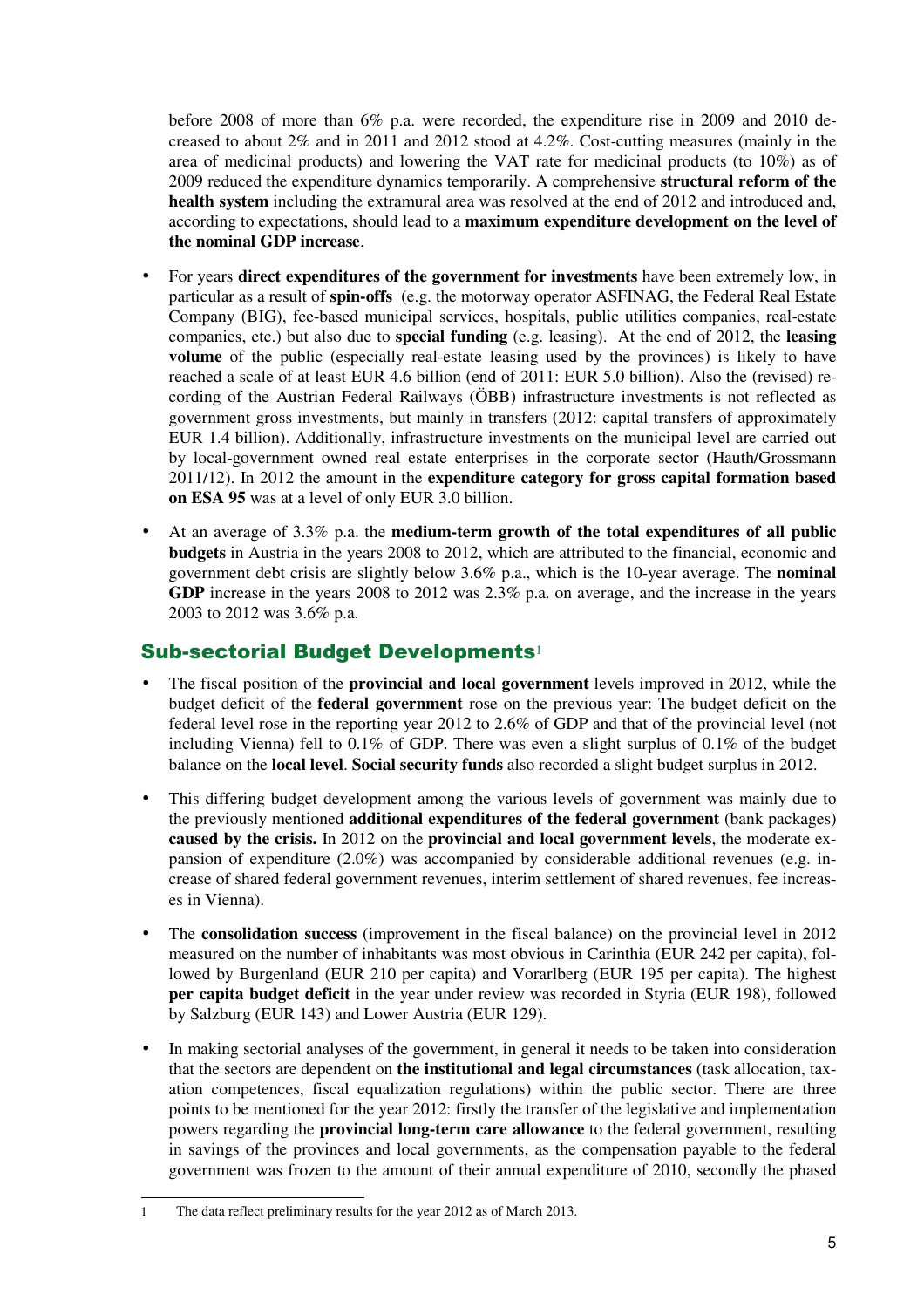before 2008 of more than 6% p.a. were recorded, the expenditure rise in 2009 and 2010 decreased to about 2% and in 2011 and 2012 stood at 4.2%. Cost-cutting measures (mainly in the area of medicinal products) and lowering the VAT rate for medicinal products (to 10%) as of 2009 reduced the expenditure dynamics temporarily. A comprehensive **structural reform of the health system** including the extramural area was resolved at the end of 2012 and introduced and, according to expectations, should lead to a **maximum expenditure development on the level of the nominal GDP increase**.

- For years **direct expenditures of the government for investments** have been extremely low, in particular as a result of **spin-offs** (e.g. the motorway operator ASFINAG, the Federal Real Estate Company (BIG), fee-based municipal services, hospitals, public utilities companies, real-estate companies, etc.) but also due to **special funding** (e.g. leasing). At the end of 2012, the **leasing volume** of the public (especially real-estate leasing used by the provinces) is likely to have reached a scale of at least EUR 4.6 billion (end of 2011: EUR 5.0 billion). Also the (revised) recording of the Austrian Federal Railways (ÖBB) infrastructure investments is not reflected as government gross investments, but mainly in transfers (2012: capital transfers of approximately EUR 1.4 billion). Additionally, infrastructure investments on the municipal level are carried out by local-government owned real estate enterprises in the corporate sector (Hauth/Grossmann 2011/12). In 2012 the amount in the **expenditure category for gross capital formation based on ESA 95** was at a level of only EUR 3.0 billion.
- At an average of 3.3% p.a. the **medium-term growth of the total expenditures of all public budgets** in Austria in the years 2008 to 2012, which are attributed to the financial, economic and government debt crisis are slightly below 3.6% p.a., which is the 10-year average. The **nominal GDP** increase in the years 2008 to 2012 was 2.3% p.a. on average, and the increase in the years 2003 to 2012 was 3.6% p.a.

## Sub-sectorial Budget Developments[1]

- The fiscal position of the **provincial and local government** levels improved in 2012, while the budget deficit of the **federal government** rose on the previous year: The budget deficit on the federal level rose in the reporting year 2012 to 2.6% of GDP and that of the provincial level (not including Vienna) fell to 0.1% of GDP. There was even a slight surplus of 0.1% of the budget balance on the **local level**. **Social security funds** also recorded a slight budget surplus in 2012.
- This differing budget development among the various levels of government was mainly due to the previously mentioned **additional expenditures of the federal government** (bank packages) **caused by the crisis.** In 2012 on the **provincial and local government levels**, the moderate expansion of expenditure (2.0%) was accompanied by considerable additional revenues (e.g. increase of shared federal government revenues, interim settlement of shared revenues, fee increases in Vienna).
- The **consolidation success** (improvement in the fiscal balance) on the provincial level in 2012 measured on the number of inhabitants was most obvious in Carinthia (EUR 242 per capita), followed by Burgenland (EUR 210 per capita) and Vorarlberg (EUR 195 per capita). The highest **per capita budget deficit** in the year under review was recorded in Styria (EUR 198), followed by Salzburg (EUR 143) and Lower Austria (EUR 129).
- In making sectorial analyses of the government, in general it needs to be taken into consideration that the sectors are dependent on **the institutional and legal circumstances** (task allocation, taxation competences, fiscal equalization regulations) within the public sector. There are three points to be mentioned for the year 2012: firstly the transfer of the legislative and implementation powers regarding the **provincial long-term care allowance** to the federal government, resulting in savings of the provinces and local governments, as the compensation payable to the federal government was frozen to the amount of their annual expenditure of 2010, secondly the phased

---

[1] The data reflect preliminary results for the year 2012 as of March 2013.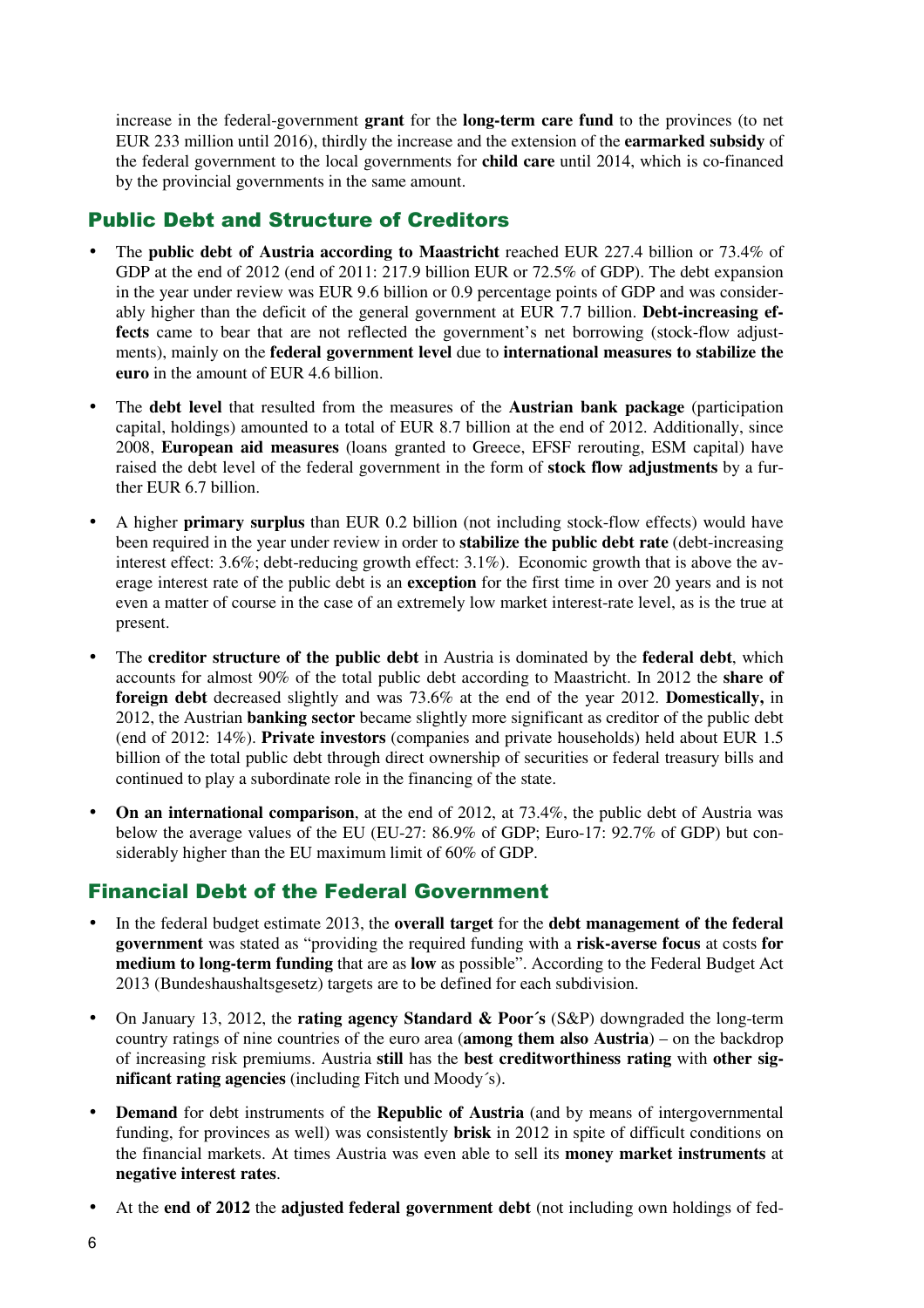increase in the federal-government **grant** for the **long-term care fund** to the provinces (to net EUR 233 million until 2016), thirdly the increase and the extension of the **earmarked subsidy** of the federal government to the local governments for **child care** until 2014, which is co-financed by the provincial governments in the same amount.

## Public Debt and Structure of Creditors

- The **public debt of Austria according to Maastricht** reached EUR 227.4 billion or 73.4% of GDP at the end of 2012 (end of 2011: 217.9 billion EUR or 72.5% of GDP). The debt expansion in the year under review was EUR 9.6 billion or 0.9 percentage points of GDP and was considerably higher than the deficit of the general government at EUR 7.7 billion. **Debt-increasing effects** came to bear that are not reflected the government's net borrowing (stock-flow adjustments), mainly on the **federal government level** due to **international measures to stabilize the euro** in the amount of EUR 4.6 billion.
- The **debt level** that resulted from the measures of the **Austrian bank package** (participation capital, holdings) amounted to a total of EUR 8.7 billion at the end of 2012. Additionally, since 2008, **European aid measures** (loans granted to Greece, EFSF rerouting, ESM capital) have raised the debt level of the federal government in the form of **stock flow adjustments** by a further EUR 6.7 billion.
- A higher **primary surplus** than EUR 0.2 billion (not including stock-flow effects) would have been required in the year under review in order to **stabilize the public debt rate** (debt-increasing interest effect: 3.6%; debt-reducing growth effect: 3.1%). Economic growth that is above the average interest rate of the public debt is an **exception** for the first time in over 20 years and is not even a matter of course in the case of an extremely low market interest-rate level, as is the true at present.
- The **creditor structure of the public debt** in Austria is dominated by the **federal debt**, which accounts for almost 90% of the total public debt according to Maastricht. In 2012 the **share of foreign debt** decreased slightly and was 73.6% at the end of the year 2012. **Domestically,** in 2012, the Austrian **banking sector** became slightly more significant as creditor of the public debt (end of 2012: 14%). **Private investors** (companies and private households) held about EUR 1.5 billion of the total public debt through direct ownership of securities or federal treasury bills and continued to play a subordinate role in the financing of the state.
- **On an international comparison**, at the end of 2012, at 73.4%, the public debt of Austria was below the average values of the EU (EU-27: 86.9% of GDP; Euro-17: 92.7% of GDP) but considerably higher than the EU maximum limit of 60% of GDP.

## Financial Debt of the Federal Government

- In the federal budget estimate 2013, the **overall target** for the **debt management of the federal government** was stated as "providing the required funding with a **risk-averse focus** at costs **for medium to long-term funding** that are as **low** as possible". According to the Federal Budget Act 2013 (Bundeshaushaltsgesetz) targets are to be defined for each subdivision.
- On January 13, 2012, the **rating agency Standard & Poor´s** (S&P) downgraded the long-term country ratings of nine countries of the euro area (**among them also Austria**) – on the backdrop of increasing risk premiums. Austria **still** has the **best creditworthiness rating** with **other significant rating agencies** (including Fitch und Moody´s).
- **Demand** for debt instruments of the **Republic of Austria** (and by means of intergovernmental funding, for provinces as well) was consistently **brisk** in 2012 in spite of difficult conditions on the financial markets. At times Austria was even able to sell its **money market instruments** at **negative interest rates**.
- At the **end of 2012** the **adjusted federal government debt** (not including own holdings of fed-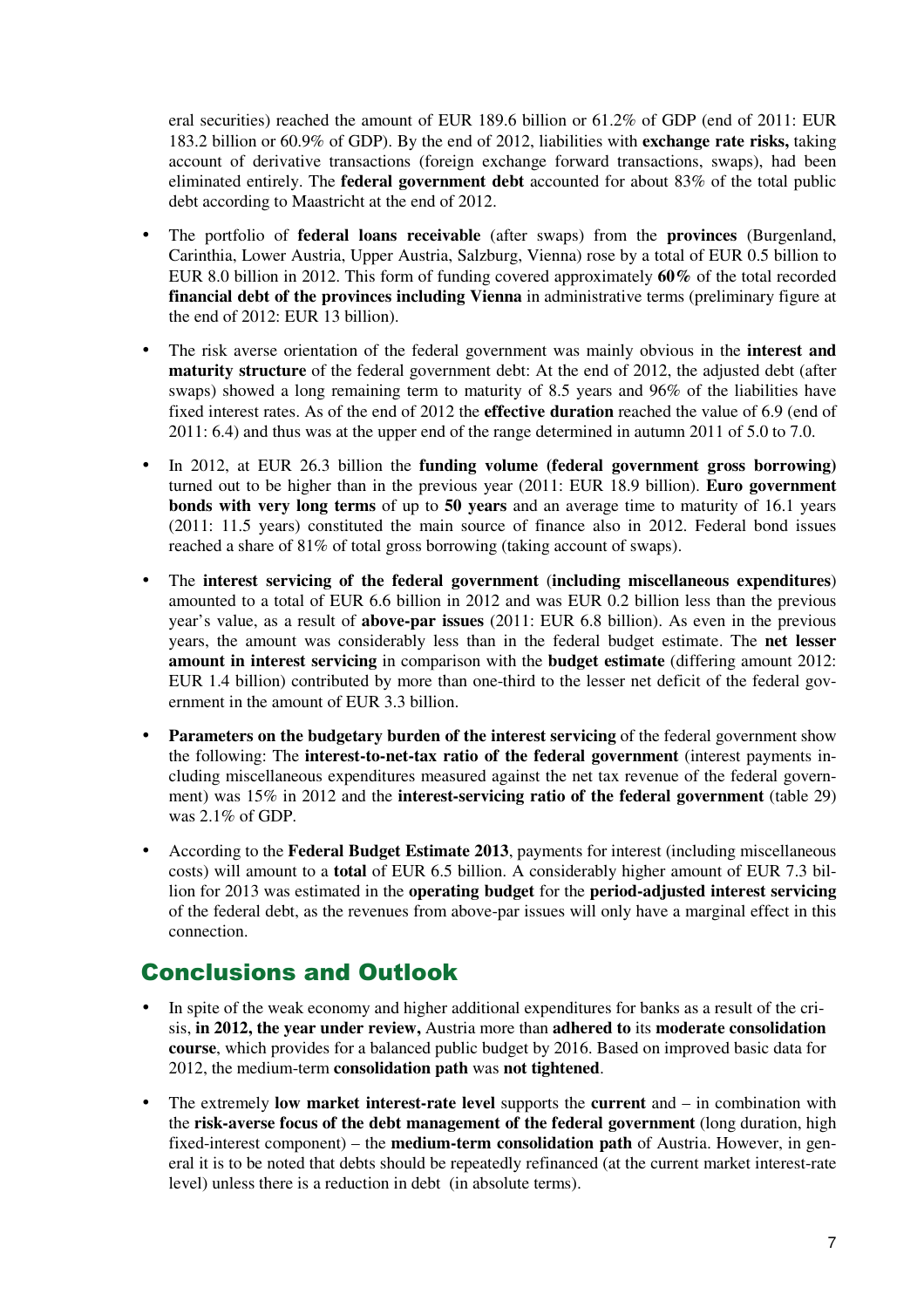eral securities) reached the amount of EUR 189.6 billion or 61.2% of GDP (end of 2011: EUR 183.2 billion or 60.9% of GDP). By the end of 2012, liabilities with **exchange rate risks,** taking account of derivative transactions (foreign exchange forward transactions, swaps), had been eliminated entirely. The **federal government debt** accounted for about 83% of the total public debt according to Maastricht at the end of 2012.

- The portfolio of **federal loans receivable** (after swaps) from the **provinces** (Burgenland, Carinthia, Lower Austria, Upper Austria, Salzburg, Vienna) rose by a total of EUR 0.5 billion to EUR 8.0 billion in 2012. This form of funding covered approximately **60%** of the total recorded **financial debt of the provinces including Vienna** in administrative terms (preliminary figure at the end of 2012: EUR 13 billion).
- The risk averse orientation of the federal government was mainly obvious in the **interest and maturity structure** of the federal government debt: At the end of 2012, the adjusted debt (after swaps) showed a long remaining term to maturity of 8.5 years and 96% of the liabilities have fixed interest rates. As of the end of 2012 the **effective duration** reached the value of 6.9 (end of 2011: 6.4) and thus was at the upper end of the range determined in autumn 2011 of 5.0 to 7.0.
- In 2012, at EUR 26.3 billion the **funding volume (federal government gross borrowing)** turned out to be higher than in the previous year (2011: EUR 18.9 billion). **Euro government bonds with very long terms** of up to **50 years** and an average time to maturity of 16.1 years (2011: 11.5 years) constituted the main source of finance also in 2012. Federal bond issues reached a share of 81% of total gross borrowing (taking account of swaps).
- The **interest servicing of the federal government** (**including miscellaneous expenditures**) amounted to a total of EUR 6.6 billion in 2012 and was EUR 0.2 billion less than the previous year's value, as a result of **above-par issues** (2011: EUR 6.8 billion). As even in the previous years, the amount was considerably less than in the federal budget estimate. The **net lesser amount in interest servicing** in comparison with the **budget estimate** (differing amount 2012: EUR 1.4 billion) contributed by more than one-third to the lesser net deficit of the federal government in the amount of EUR 3.3 billion.
- **Parameters on the budgetary burden of the interest servicing** of the federal government show the following: The **interest-to-net-tax ratio of the federal government** (interest payments including miscellaneous expenditures measured against the net tax revenue of the federal government) was 15% in 2012 and the **interest-servicing ratio of the federal government** (table 29) was 2.1% of GDP.
- According to the **Federal Budget Estimate 2013**, payments for interest (including miscellaneous costs) will amount to a **total** of EUR 6.5 billion. A considerably higher amount of EUR 7.3 billion for 2013 was estimated in the **operating budget** for the **period-adjusted interest servicing** of the federal debt, as the revenues from above-par issues will only have a marginal effect in this connection.

## Conclusions and Outlook

- In spite of the weak economy and higher additional expenditures for banks as a result of the crisis, **in 2012, the year under review,** Austria more than **adhered to** its **moderate consolidation course**, which provides for a balanced public budget by 2016. Based on improved basic data for 2012, the medium-term **consolidation path** was **not tightened**.
- The extremely **low market interest-rate level** supports the **current** and – in combination with the **risk-averse focus of the debt management of the federal government** (long duration, high fixed-interest component) – the **medium-term consolidation path** of Austria. However, in general it is to be noted that debts should be repeatedly refinanced (at the current market interest-rate level) unless there is a reduction in debt (in absolute terms).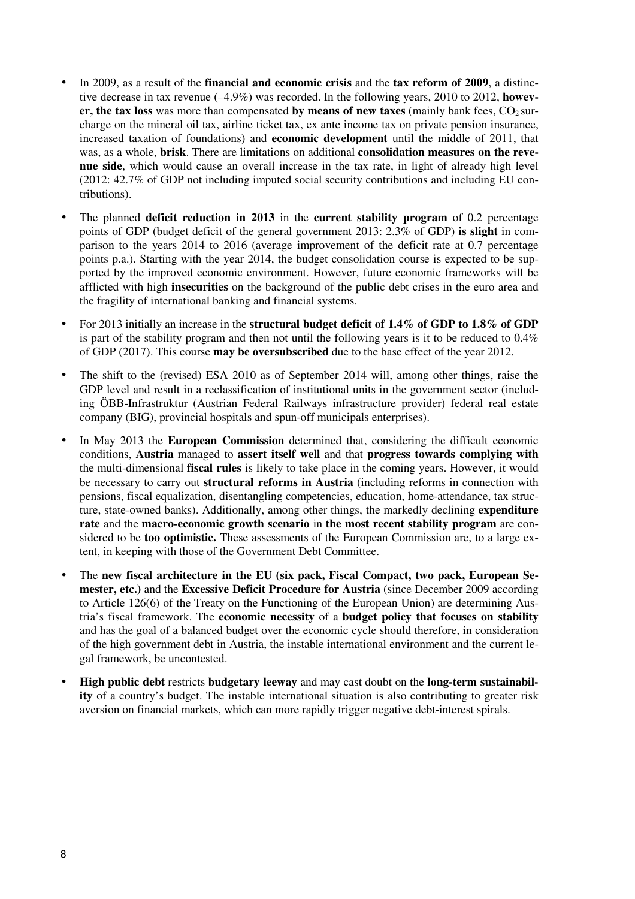- In 2009, as a result of the **financial and economic crisis** and the **tax reform of 2009**, a distinctive decrease in tax revenue (–4.9%) was recorded. In the following years, 2010 to 2012, **however, the tax loss** was more than compensated **by means of new taxes** (mainly bank fees, $CO_2$ surcharge on the mineral oil tax, airline ticket tax, ex ante income tax on private pension insurance, increased taxation of foundations) and **economic development** until the middle of 2011, that was, as a whole, **brisk**. There are limitations on additional **consolidation measures on the revenue side**, which would cause an overall increase in the tax rate, in light of already high level (2012: 42.7% of GDP not including imputed social security contributions and including EU contributions).

- The planned **deficit reduction in 2013** in the **current stability program** of 0.2 percentage points of GDP (budget deficit of the general government 2013: 2.3% of GDP) **is slight** in comparison to the years 2014 to 2016 (average improvement of the deficit rate at 0.7 percentage points p.a.). Starting with the year 2014, the budget consolidation course is expected to be supported by the improved economic environment. However, future economic frameworks will be afflicted with high **insecurities** on the background of the public debt crises in the euro area and the fragility of international banking and financial systems.

- For 2013 initially an increase in the **structural budget deficit of 1.4% of GDP to 1.8% of GDP** is part of the stability program and then not until the following years is it to be reduced to 0.4% of GDP (2017). This course **may be oversubscribed** due to the base effect of the year 2012.

- The shift to the (revised) ESA 2010 as of September 2014 will, among other things, raise the GDP level and result in a reclassification of institutional units in the government sector (including ÖBB-Infrastruktur (Austrian Federal Railways infrastructure provider) federal real estate company (BIG), provincial hospitals and spun-off municipals enterprises).

- In May 2013 the **European Commission** determined that, considering the difficult economic conditions, **Austria** managed to **assert itself well** and that **progress towards complying with** the multi-dimensional **fiscal rules** is likely to take place in the coming years. However, it would be necessary to carry out **structural reforms in Austria** (including reforms in connection with pensions, fiscal equalization, disentangling competencies, education, home-attendance, tax structure, state-owned banks). Additionally, among other things, the markedly declining **expenditure rate** and the **macro-economic growth scenario** in **the most recent stability program** are considered to be **too optimistic.** These assessments of the European Commission are, to a large extent, in keeping with those of the Government Debt Committee.

- The **new fiscal architecture in the EU (six pack, Fiscal Compact, two pack, European Semester, etc.)** and the **Excessive Deficit Procedure for Austria** (since December 2009 according to Article 126(6) of the Treaty on the Functioning of the European Union) are determining Austria's fiscal framework. The **economic necessity** of a **budget policy that focuses on stability** and has the goal of a balanced budget over the economic cycle should therefore, in consideration of the high government debt in Austria, the instable international environment and the current legal framework, be uncontested.

- **High public debt** restricts **budgetary leeway** and may cast doubt on the **long-term sustainability** of a country's budget. The instable international situation is also contributing to greater risk aversion on financial markets, which can more rapidly trigger negative debt-interest spirals.